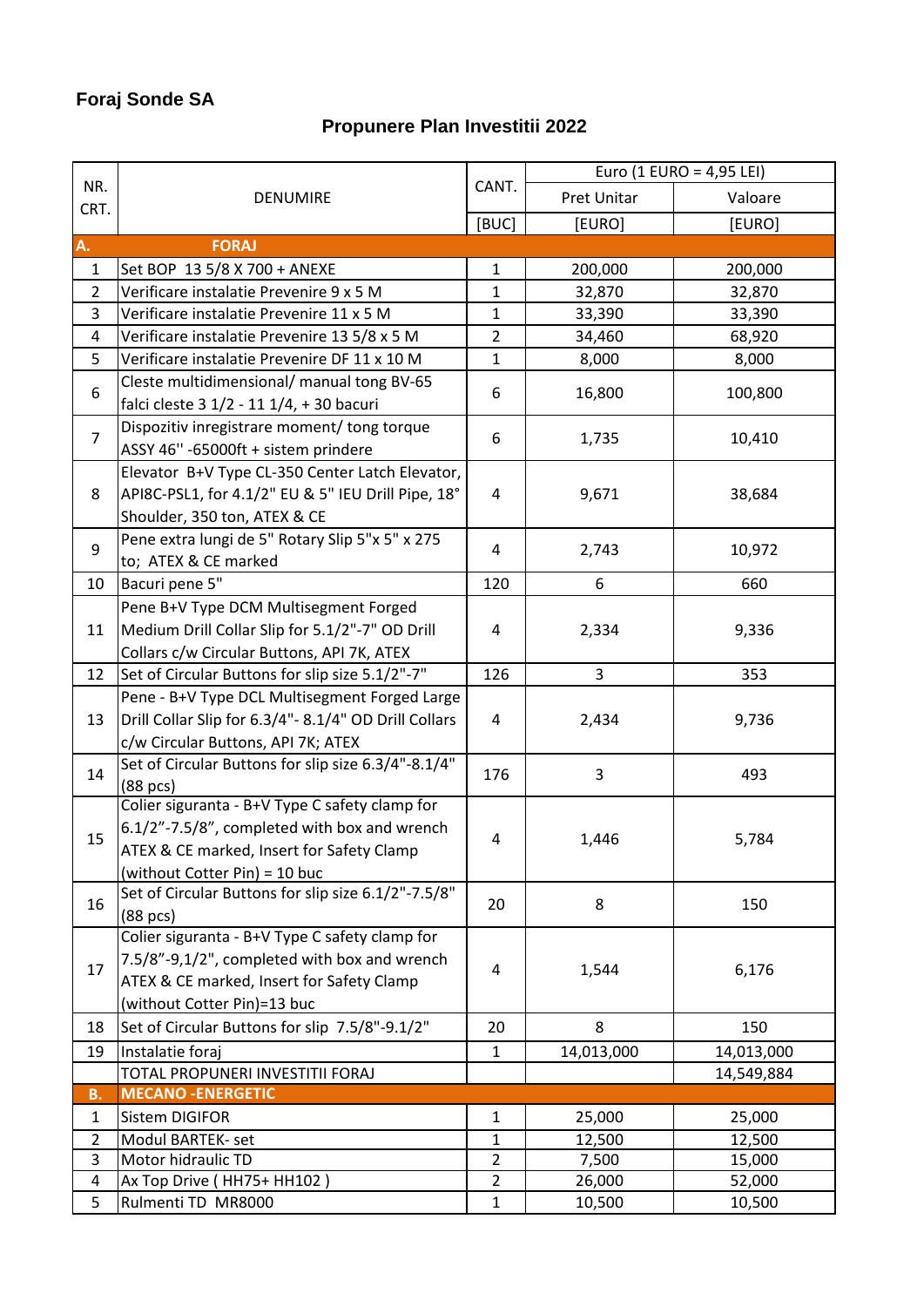**Foraj Sonde SA**

## Propunere Plan Investitii 2022

| NR. CRT. | DENUMIRE | CANT. | Euro (1 EURO = 4,95 LEI) | |
|---|---|---|---|---|
| | | | Pret Unitar | Valoare |
| | | [BUC] | [EURO] | [EURO] |
| **A.** | **FORAJ** | | | |
| 1 | Set BOP 13 5/8 X 700 + ANEXE | 1 | 200,000 | 200,000 |
| 2 | Verificare instalatie Prevenire 9 x 5 M | 1 | 32,870 | 32,870 |
| 3 | Verificare instalatie Prevenire 11 x 5 M | 1 | 33,390 | 33,390 |
| 4 | Verificare instalatie Prevenire 13 5/8 x 5 M | 2 | 34,460 | 68,920 |
| 5 | Verificare instalatie Prevenire DF 11 x 10 M | 1 | 8,000 | 8,000 |
| 6 | Cleste multidimensional/ manual tong BV-65 falci cleste 3 1/2 - 11 1/4, + 30 bacuri | 6 | 16,800 | 100,800 |
| 7 | Dispozitiv inregistrare moment/ tong torque ASSY 46'' -65000ft + sistem prindere | 6 | 1,735 | 10,410 |
| 8 | Elevator B+V Type CL-350 Center Latch Elevator, API8C-PSL1, for 4.1/2" EU & 5" IEU Drill Pipe, 18° Shoulder, 350 ton, ATEX & CE | 4 | 9,671 | 38,684 |
| 9 | Pene extra lungi de 5" Rotary Slip 5"x 5" x 275 to; ATEX & CE marked | 4 | 2,743 | 10,972 |
| 10 | Bacuri pene 5" | 120 | 6 | 660 |
| 11 | Pene B+V Type DCM Multisegment Forged Medium Drill Collar Slip for 5.1/2"-7" OD Drill Collars c/w Circular Buttons, API 7K, ATEX | 4 | 2,334 | 9,336 |
| 12 | Set of Circular Buttons for slip size 5.1/2"-7" | 126 | 3 | 353 |
| 13 | Pene - B+V Type DCL Multisegment Forged Large Drill Collar Slip for 6.3/4"- 8.1/4" OD Drill Collars c/w Circular Buttons, API 7K; ATEX | 4 | 2,434 | 9,736 |
| 14 | Set of Circular Buttons for slip size 6.3/4"-8.1/4" (88 pcs) | 176 | 3 | 493 |
| 15 | Colier siguranta - B+V Type C safety clamp for 6.1/2"-7.5/8", completed with box and wrench ATEX & CE marked, Insert for Safety Clamp (without Cotter Pin) = 10 buc | 4 | 1,446 | 5,784 |
| 16 | Set of Circular Buttons for slip size 6.1/2"-7.5/8" (88 pcs) | 20 | 8 | 150 |
| 17 | Colier siguranta - B+V Type C safety clamp for 7.5/8"-9,1/2", completed with box and wrench ATEX & CE marked, Insert for Safety Clamp (without Cotter Pin)=13 buc | 4 | 1,544 | 6,176 |
| 18 | Set of Circular Buttons for slip 7.5/8"-9.1/2" | 20 | 8 | 150 |
| 19 | Instalatie foraj | 1 | 14,013,000 | 14,013,000 |
| | TOTAL PROPUNERI INVESTITII FORAJ | | | 14,549,884 |
| **B.** | **MECANO -ENERGETIC** | | | |
| 1 | Sistem DIGIFOR | 1 | 25,000 | 25,000 |
| 2 | Modul BARTEK- set | 1 | 12,500 | 12,500 |
| 3 | Motor hidraulic TD | 2 | 7,500 | 15,000 |
| 4 | Ax Top Drive ( HH75+ HH102 ) | 2 | 26,000 | 52,000 |
| 5 | Rulmenti TD MR8000 | 1 | 10,500 | 10,500 |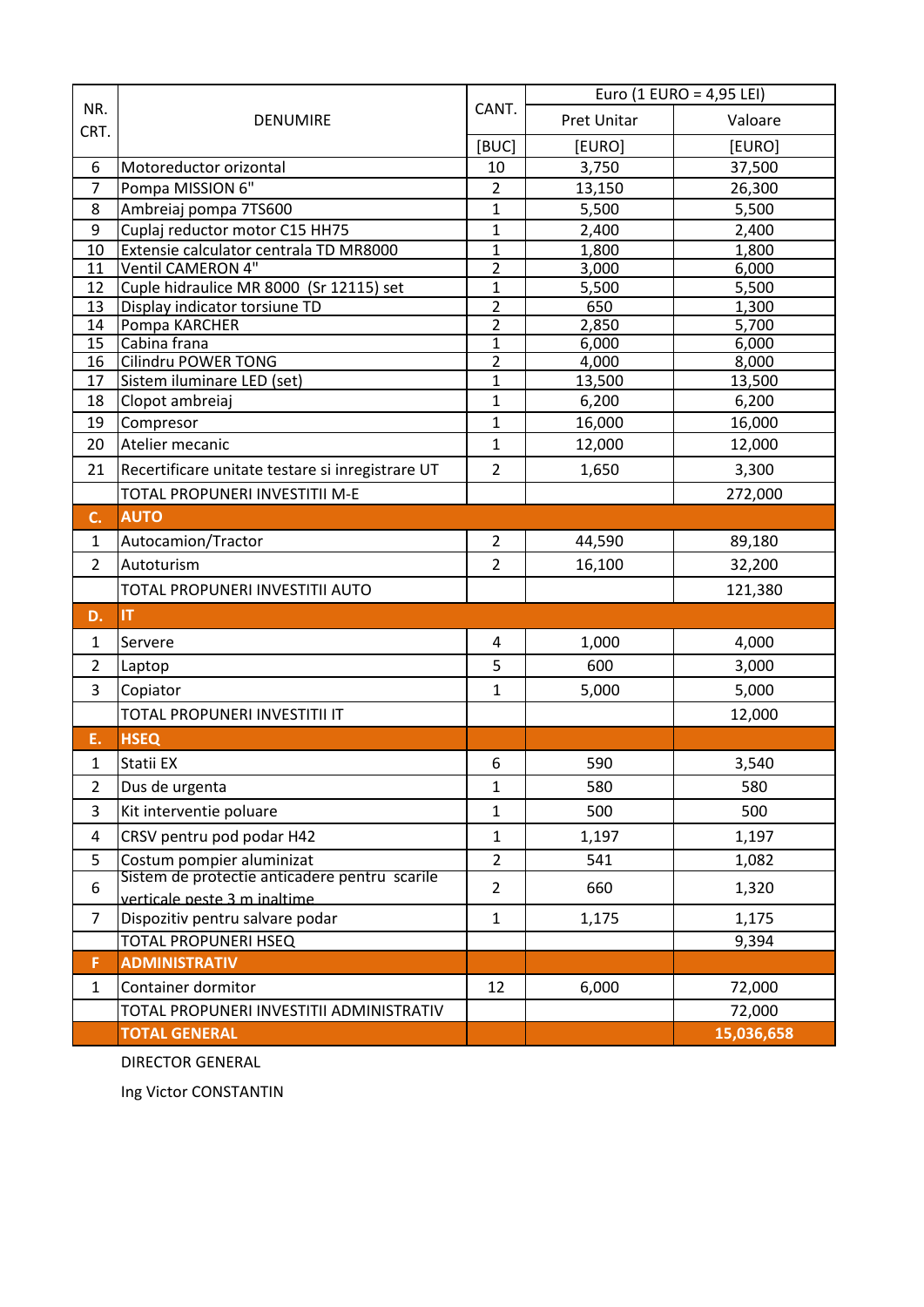| NR. CRT. | DENUMIRE | CANT. | Euro (1 EURO = 4,95 LEI) | |
|---|---|---|---|---|
| | | | Pret Unitar | Valoare |
| | | [BUC] | [EURO] | [EURO] |
| 6 | Motoreductor orizontal | 10 | 3,750 | 37,500 |
| 7 | Pompa MISSION 6" | 2 | 13,150 | 26,300 |
| 8 | Ambreiaj pompa 7TS600 | 1 | 5,500 | 5,500 |
| 9 | Cuplaj reductor motor C15 HH75 | 1 | 2,400 | 2,400 |
| 10 | Extensie calculator centrala TD MR8000 | 1 | 1,800 | 1,800 |
| 11 | Ventil CAMERON 4" | 2 | 3,000 | 6,000 |
| 12 | Cuple hidraulice MR 8000 (Sr 12115) set | 1 | 5,500 | 5,500 |
| 13 | Display indicator torsiune TD | 2 | 650 | 1,300 |
| 14 | Pompa KARCHER | 2 | 2,850 | 5,700 |
| 15 | Cabina frana | 1 | 6,000 | 6,000 |
| 16 | Cilindru POWER TONG | 2 | 4,000 | 8,000 |
| 17 | Sistem iluminare LED (set) | 1 | 13,500 | 13,500 |
| 18 | Clopot ambreiaj | 1 | 6,200 | 6,200 |
| 19 | Compresor | 1 | 16,000 | 16,000 |
| 20 | Atelier mecanic | 1 | 12,000 | 12,000 |
| 21 | Recertificare unitate testare si inregistrare UT | 2 | 1,650 | 3,300 |
| | TOTAL PROPUNERI INVESTITII M-E | | | 272,000 |
| **C.** | **AUTO** | | | |
| 1 | Autocamion/Tractor | 2 | 44,590 | 89,180 |
| 2 | Autoturism | 2 | 16,100 | 32,200 |
| | TOTAL PROPUNERI INVESTITII AUTO | | | 121,380 |
| **D.** | **IT** | | | |
| 1 | Servere | 4 | 1,000 | 4,000 |
| 2 | Laptop | 5 | 600 | 3,000 |
| 3 | Copiator | 1 | 5,000 | 5,000 |
| | TOTAL PROPUNERI INVESTITII IT | | | 12,000 |
| **E.** | **HSEQ** | | | |
| 1 | Statii EX | 6 | 590 | 3,540 |
| 2 | Dus de urgenta | 1 | 580 | 580 |
| 3 | Kit interventie poluare | 1 | 500 | 500 |
| 4 | CRSV pentru pod podar H42 | 1 | 1,197 | 1,197 |
| 5 | Costum pompier aluminizat | 2 | 541 | 1,082 |
| 6 | Sistem de protectie anticadere pentru scarile verticale peste 3 m inaltime | 2 | 660 | 1,320 |
| 7 | Dispozitiv pentru salvare podar | 1 | 1,175 | 1,175 |
| | TOTAL PROPUNERI HSEQ | | | 9,394 |
| **F** | **ADMINISTRATIV** | | | |
| 1 | Container dormitor | 12 | 6,000 | 72,000 |
| | TOTAL PROPUNERI INVESTITII ADMINISTRATIV | | | 72,000 |
| | **TOTAL GENERAL** | | | **15,036,658** |

DIRECTOR GENERAL

Ing Victor CONSTANTIN